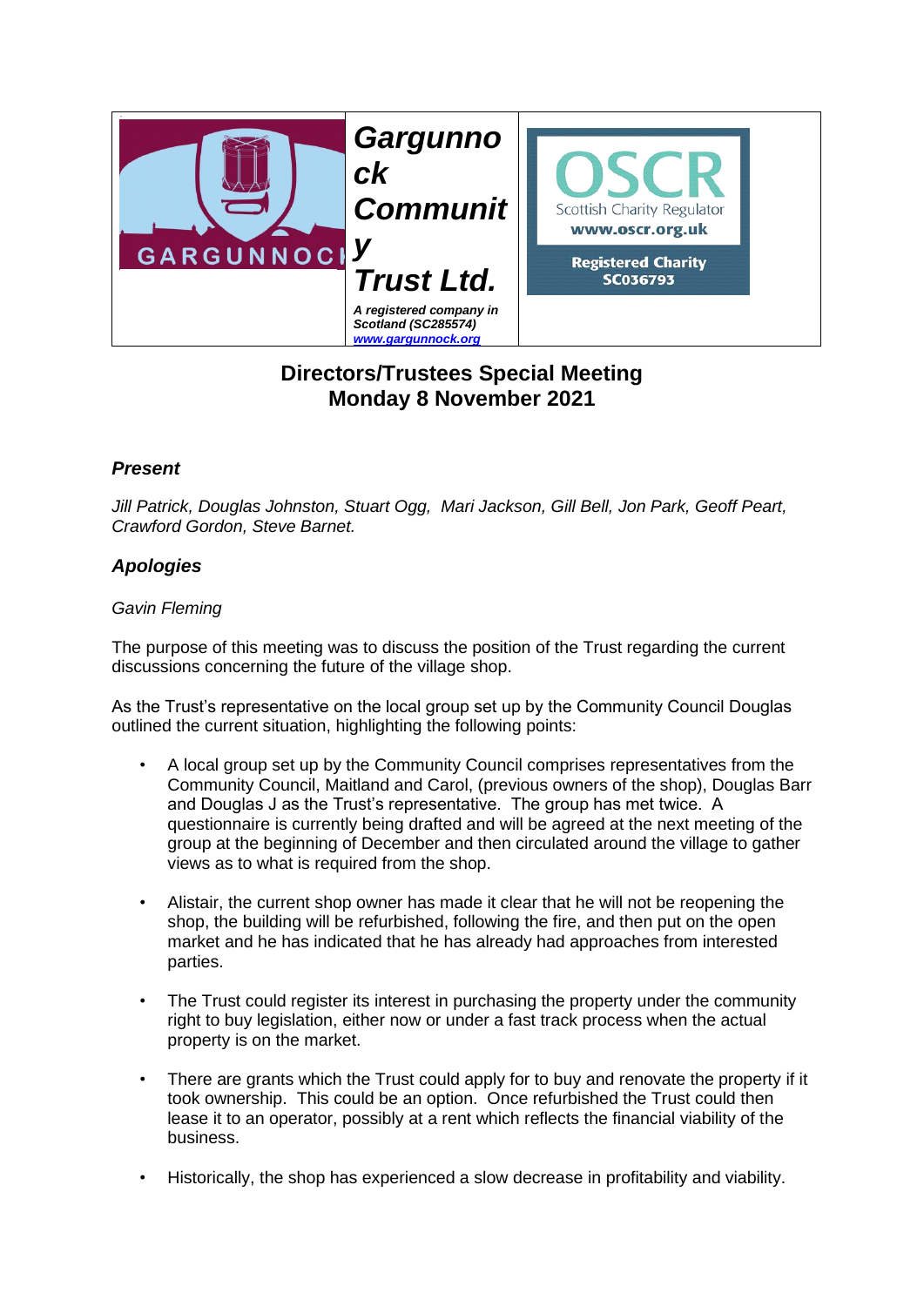GARGUNNOCK

# Gargunnock Community Trust Ltd.

***A registered company in Scotland (SC285574)***
***www.gargunnock.org***

OSCR
Scottish Charity Regulator
www.oscr.org.uk
Registered Charity
SC036793

## Directors/Trustees Special Meeting
## Monday 8 November 2021

### *Present*

*Jill Patrick, Douglas Johnston, Stuart Ogg, Mari Jackson, Gill Bell, Jon Park, Geoff Peart, Crawford Gordon, Steve Barnet.*

### *Apologies*

*Gavin Fleming*

The purpose of this meeting was to discuss the position of the Trust regarding the current discussions concerning the future of the village shop.

As the Trust's representative on the local group set up by the Community Council Douglas outlined the current situation, highlighting the following points:

- A local group set up by the Community Council comprises representatives from the Community Council, Maitland and Carol, (previous owners of the shop), Douglas Barr and Douglas J as the Trust's representative. The group has met twice. A questionnaire is currently being drafted and will be agreed at the next meeting of the group at the beginning of December and then circulated around the village to gather views as to what is required from the shop.

- Alistair, the current shop owner has made it clear that he will not be reopening the shop, the building will be refurbished, following the fire, and then put on the open market and he has indicated that he has already had approaches from interested parties.

- The Trust could register its interest in purchasing the property under the community right to buy legislation, either now or under a fast track process when the actual property is on the market.

- There are grants which the Trust could apply for to buy and renovate the property if it took ownership. This could be an option. Once refurbished the Trust could then lease it to an operator, possibly at a rent which reflects the financial viability of the business.

- Historically, the shop has experienced a slow decrease in profitability and viability.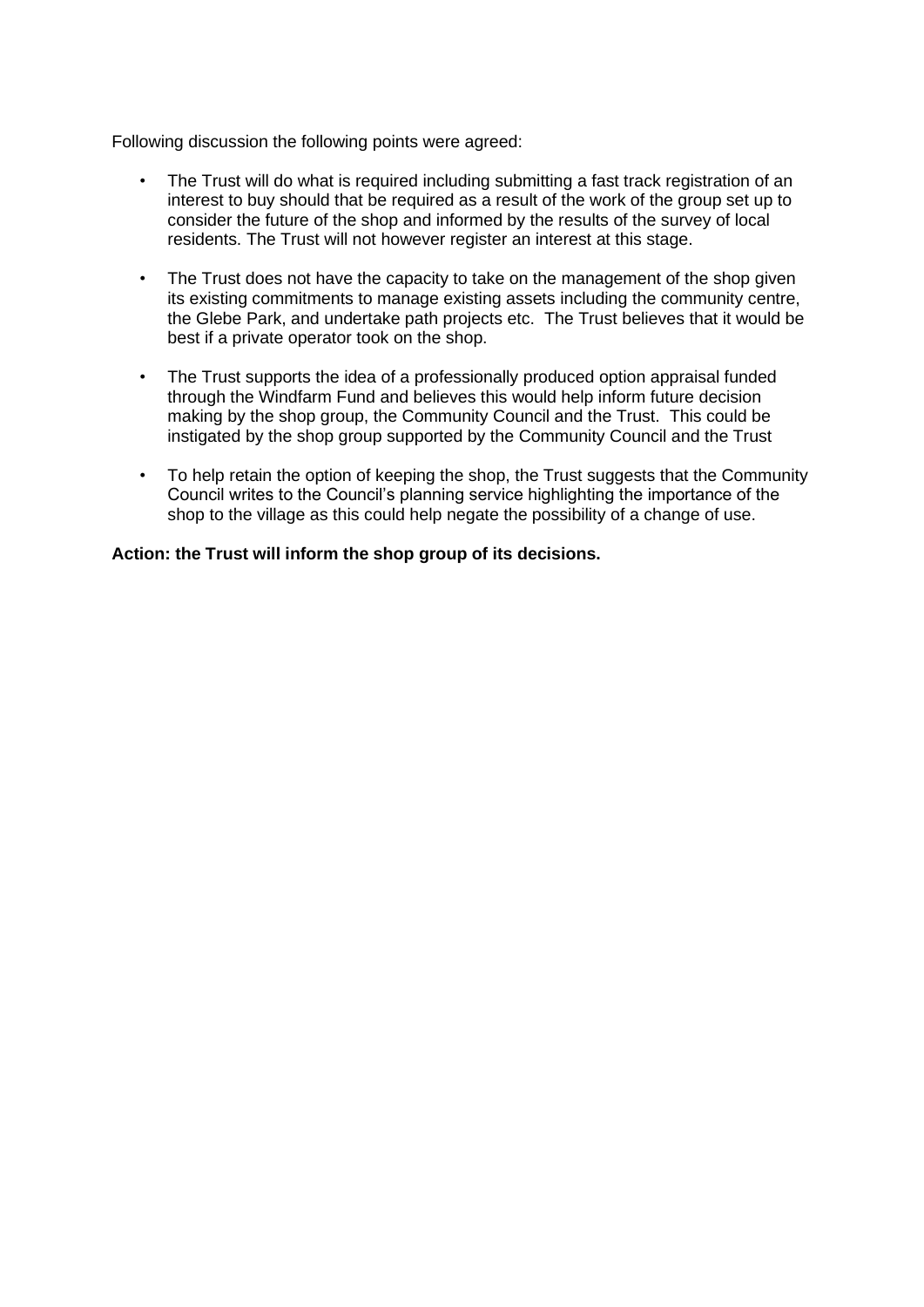Following discussion the following points were agreed:

- The Trust will do what is required including submitting a fast track registration of an interest to buy should that be required as a result of the work of the group set up to consider the future of the shop and informed by the results of the survey of local residents. The Trust will not however register an interest at this stage.

- The Trust does not have the capacity to take on the management of the shop given its existing commitments to manage existing assets including the community centre, the Glebe Park, and undertake path projects etc. The Trust believes that it would be best if a private operator took on the shop.

- The Trust supports the idea of a professionally produced option appraisal funded through the Windfarm Fund and believes this would help inform future decision making by the shop group, the Community Council and the Trust. This could be instigated by the shop group supported by the Community Council and the Trust

- To help retain the option of keeping the shop, the Trust suggests that the Community Council writes to the Council's planning service highlighting the importance of the shop to the village as this could help negate the possibility of a change of use.

**Action: the Trust will inform the shop group of its decisions.**